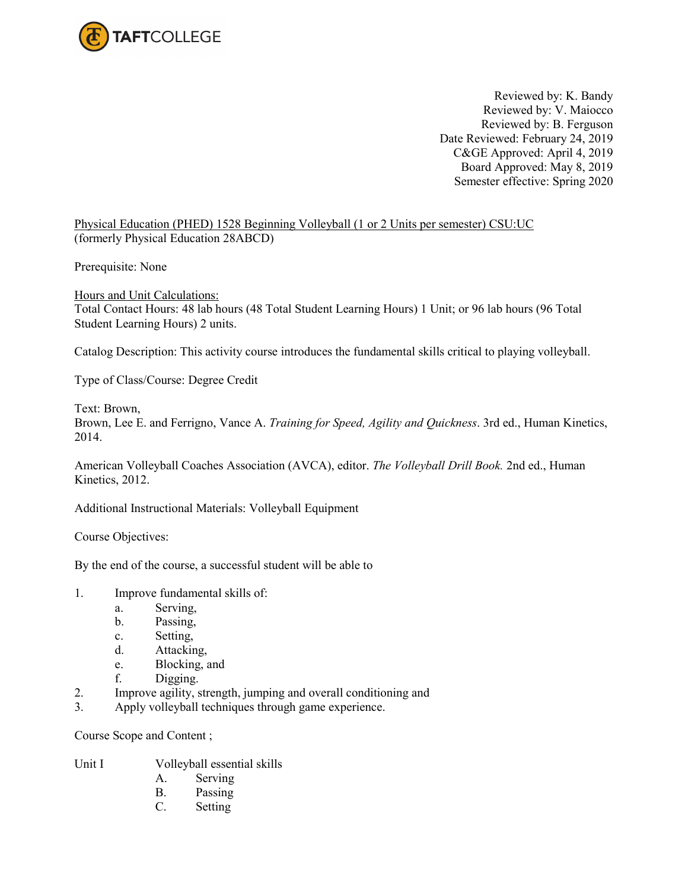Reviewed by: K. Bandy
Reviewed by: V. Maiocco
Reviewed by: B. Ferguson
Date Reviewed: February 24, 2019
C&GE Approved: April 4, 2019
Board Approved: May 8, 2019
Semester effective: Spring 2020

Physical Education (PHED) 1528 Beginning Volleyball (1 or 2 Units per semester) CSU:UC
(formerly Physical Education 28ABCD)

Prerequisite: None

Hours and Unit Calculations:
Total Contact Hours: 48 lab hours (48 Total Student Learning Hours) 1 Unit; or 96 lab hours (96 Total Student Learning Hours) 2 units.

Catalog Description: This activity course introduces the fundamental skills critical to playing volleyball.

Type of Class/Course: Degree Credit

Text: Brown,
Brown, Lee E. and Ferrigno, Vance A. *Training for Speed, Agility and Quickness*. 3rd ed., Human Kinetics, 2014.

American Volleyball Coaches Association (AVCA), editor. *The Volleyball Drill Book.* 2nd ed., Human Kinetics, 2012.

Additional Instructional Materials: Volleyball Equipment

Course Objectives:

By the end of the course, a successful student will be able to

1. Improve fundamental skills of:
   a. Serving,
   b. Passing,
   c. Setting,
   d. Attacking,
   e. Blocking, and
   f. Digging.
2. Improve agility, strength, jumping and overall conditioning and
3. Apply volleyball techniques through game experience.

Course Scope and Content ;

Unit I Volleyball essential skills
   A. Serving
   B. Passing
   C. Setting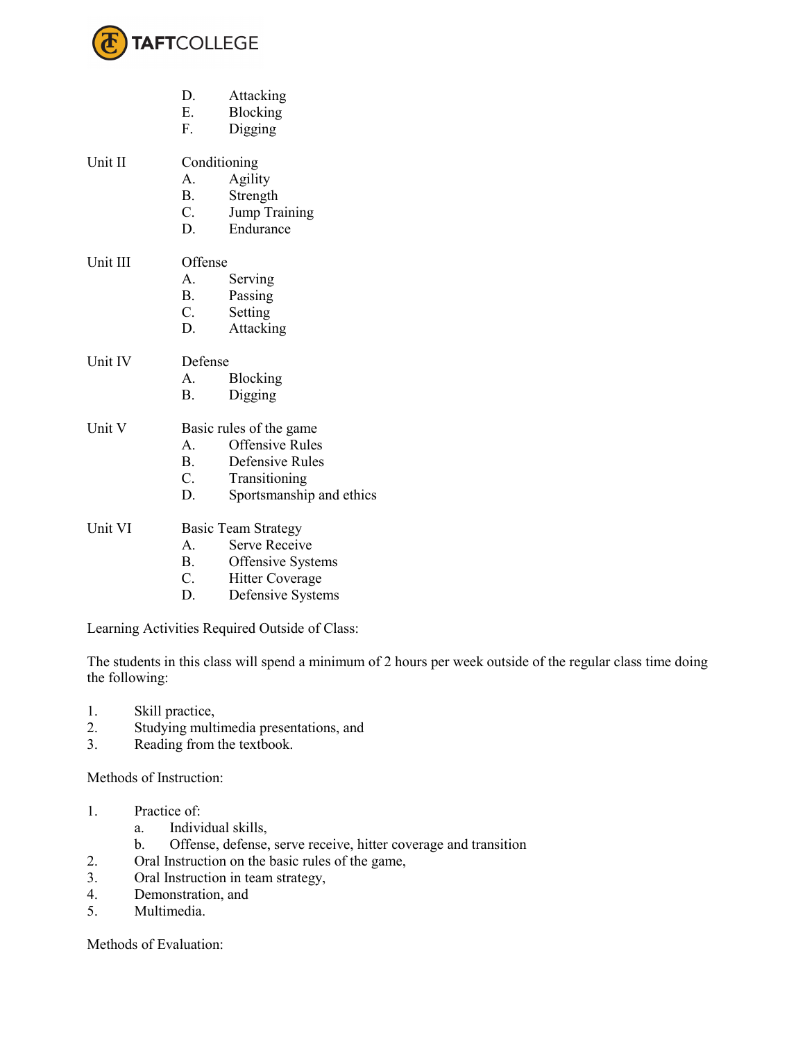D. Attacking
E. Blocking
F. Digging

Unit II Conditioning

A. Agility
B. Strength
C. Jump Training
D. Endurance

Unit III Offense

A. Serving
B. Passing
C. Setting
D. Attacking

Unit IV Defense

A. Blocking
B. Digging

Unit V Basic rules of the game

A. Offensive Rules
B. Defensive Rules
C. Transitioning
D. Sportsmanship and ethics

Unit VI Basic Team Strategy

A. Serve Receive
B. Offensive Systems
C. Hitter Coverage
D. Defensive Systems

Learning Activities Required Outside of Class:

The students in this class will spend a minimum of 2 hours per week outside of the regular class time doing the following:

1. Skill practice,
2. Studying multimedia presentations, and
3. Reading from the textbook.

Methods of Instruction:

1. Practice of:
   a. Individual skills,
   b. Offense, defense, serve receive, hitter coverage and transition
2. Oral Instruction on the basic rules of the game,
3. Oral Instruction in team strategy,
4. Demonstration, and
5. Multimedia.

Methods of Evaluation: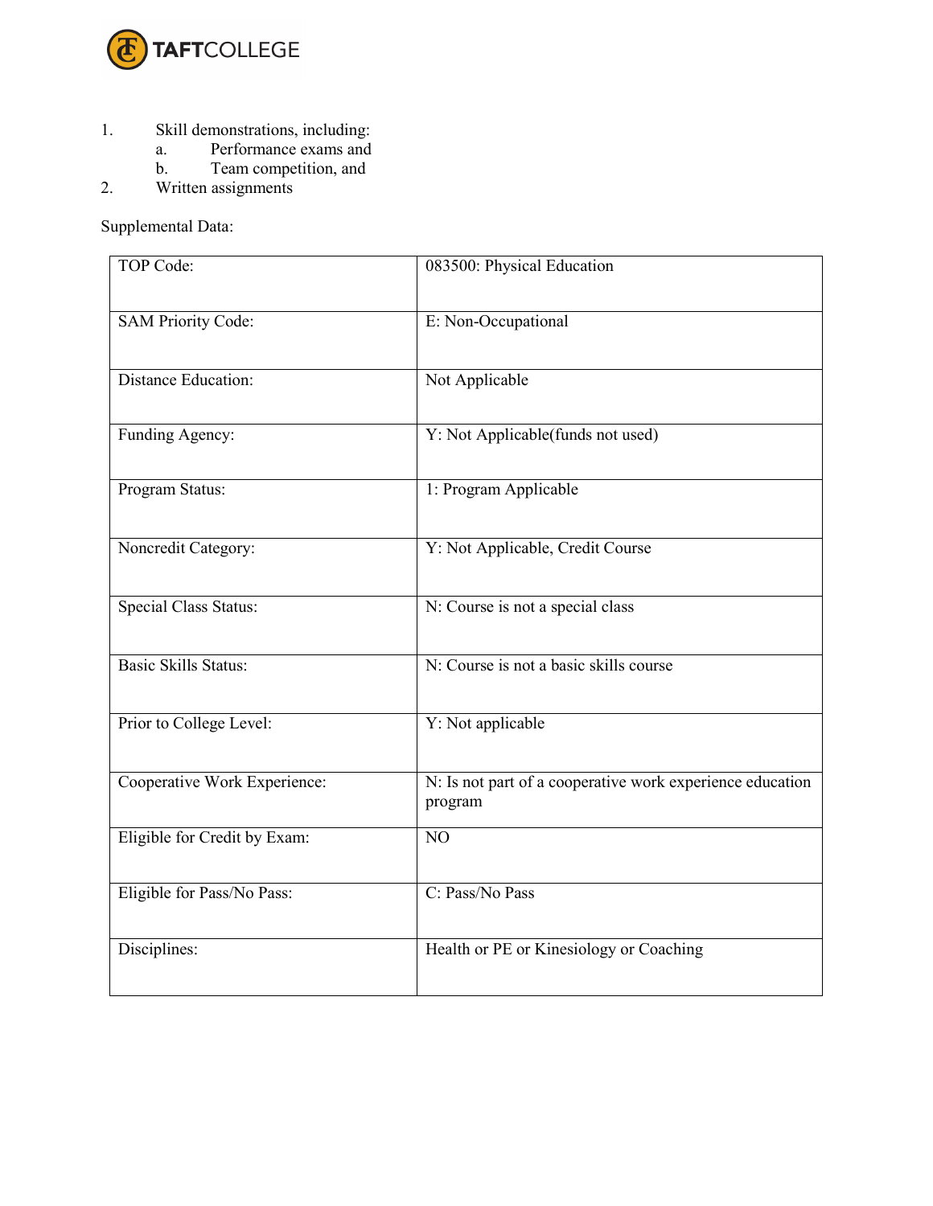1. Skill demonstrations, including:
   a. Performance exams and
   b. Team competition, and
2. Written assignments

Supplemental Data:

| | |
|---|---|
| TOP Code: | 083500: Physical Education |
| SAM Priority Code: | E: Non-Occupational |
| Distance Education: | Not Applicable |
| Funding Agency: | Y: Not Applicable(funds not used) |
| Program Status: | 1: Program Applicable |
| Noncredit Category: | Y: Not Applicable, Credit Course |
| Special Class Status: | N: Course is not a special class |
| Basic Skills Status: | N: Course is not a basic skills course |
| Prior to College Level: | Y: Not applicable |
| Cooperative Work Experience: | N: Is not part of a cooperative work experience education program |
| Eligible for Credit by Exam: | NO |
| Eligible for Pass/No Pass: | C: Pass/No Pass |
| Disciplines: | Health or PE or Kinesiology or Coaching |